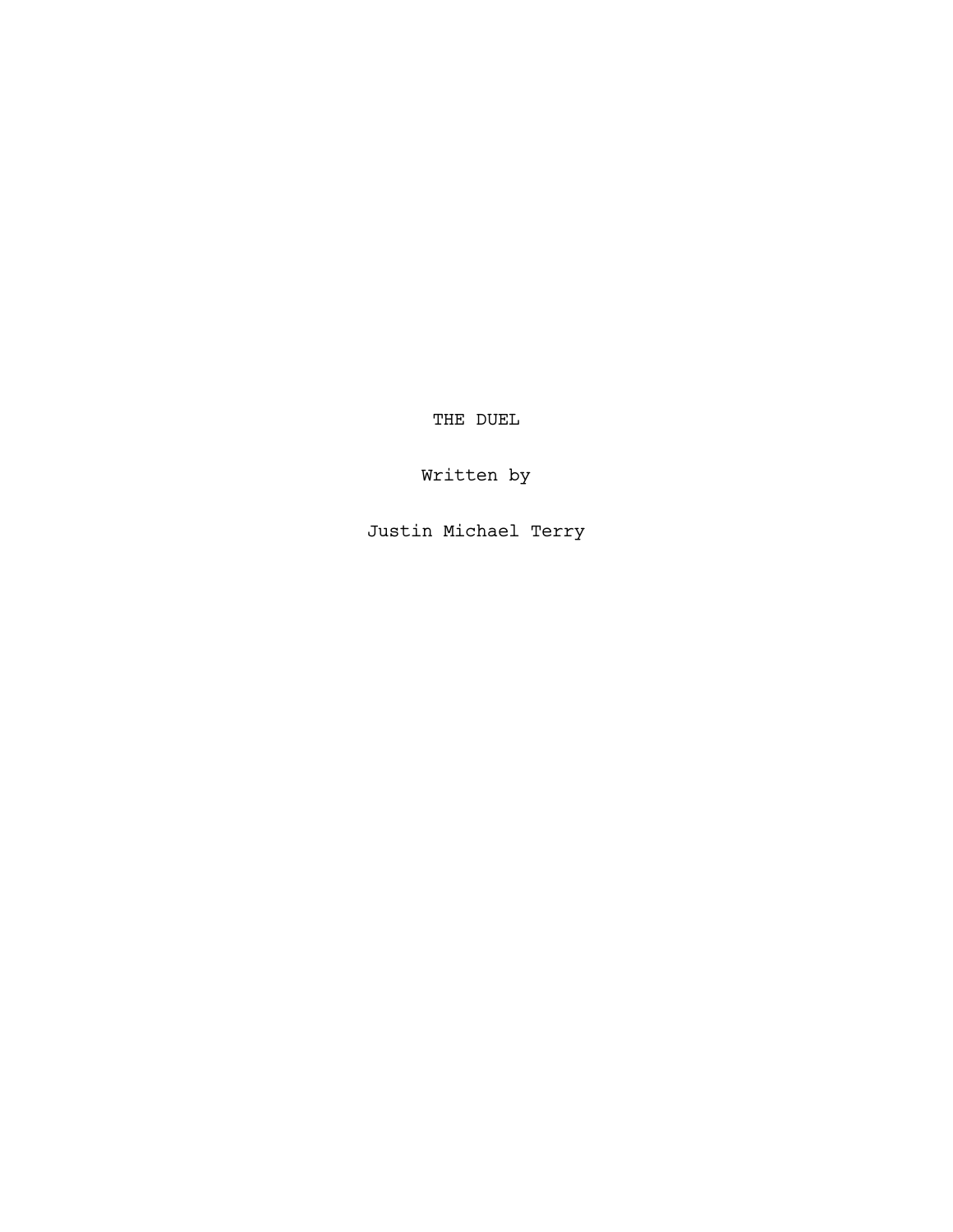# THE DUEL

Written by

Justin Michael Terry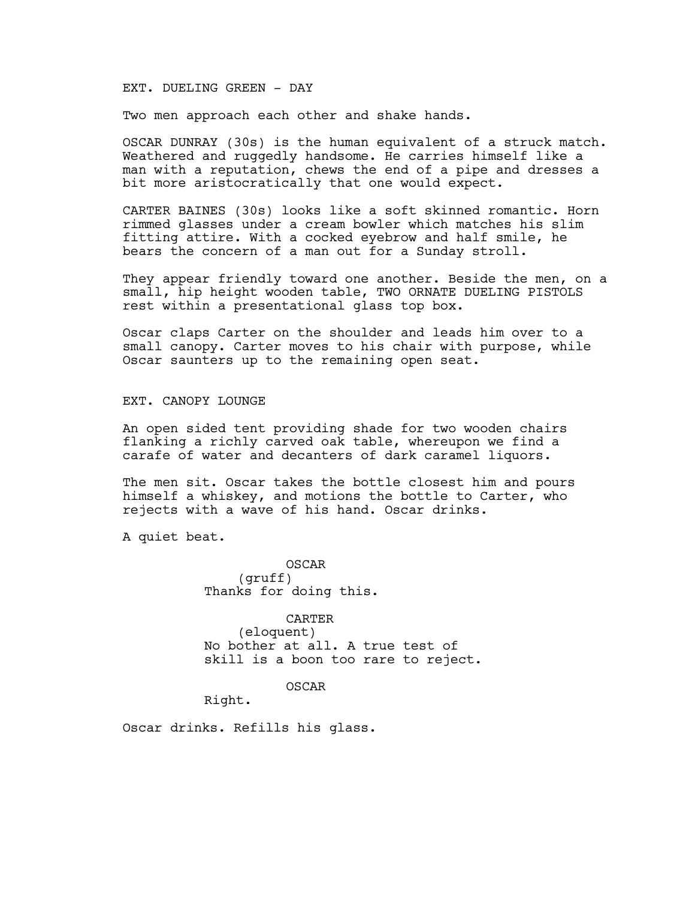EXT. DUELING GREEN - DAY

Two men approach each other and shake hands.

OSCAR DUNRAY (30s) is the human equivalent of a struck match. Weathered and ruggedly handsome. He carries himself like a man with a reputation, chews the end of a pipe and dresses a bit more aristocratically that one would expect.

CARTER BAINES (30s) looks like a soft skinned romantic. Horn rimmed glasses under a cream bowler which matches his slim fitting attire. With a cocked eyebrow and half smile, he bears the concern of a man out for a Sunday stroll.

They appear friendly toward one another. Beside the men, on a small, hip height wooden table, TWO ORNATE DUELING PISTOLS rest within a presentational glass top box.

Oscar claps Carter on the shoulder and leads him over to a small canopy. Carter moves to his chair with purpose, while Oscar saunters up to the remaining open seat.

EXT. CANOPY LOUNGE

An open sided tent providing shade for two wooden chairs flanking a richly carved oak table, whereupon we find a carafe of water and decanters of dark caramel liquors.

The men sit. Oscar takes the bottle closest him and pours himself a whiskey, and motions the bottle to Carter, who rejects with a wave of his hand. Oscar drinks.

A quiet beat.

OSCAR
(gruff)
Thanks for doing this.

CARTER
(eloquent)
No bother at all. A true test of skill is a boon too rare to reject.

OSCAR
Right.

Oscar drinks. Refills his glass.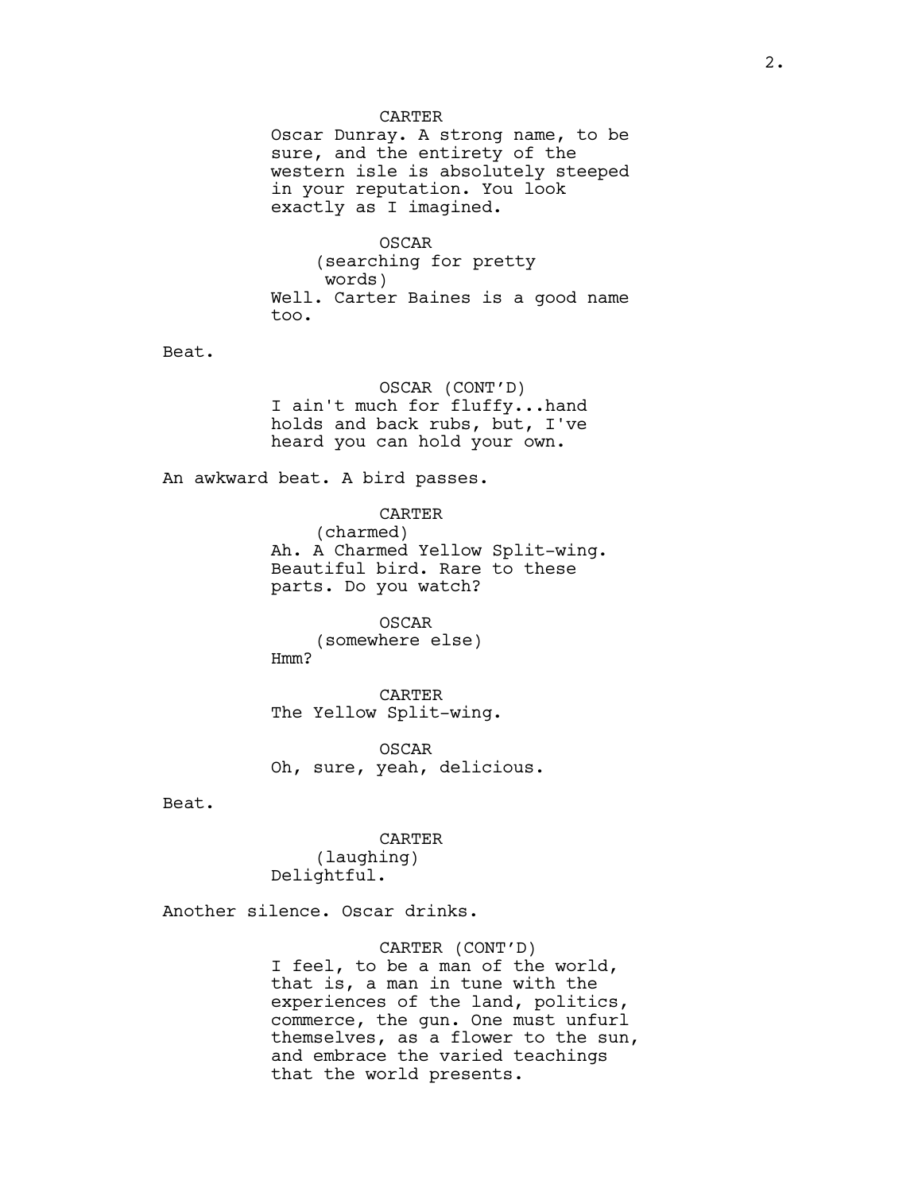CARTER
Oscar Dunray. A strong name, to be sure, and the entirety of the western isle is absolutely steeped in your reputation. You look exactly as I imagined.

OSCAR
(searching for pretty words)
Well. Carter Baines is a good name too.

Beat.

OSCAR (CONT'D)
I ain't much for fluffy...hand holds and back rubs, but, I've heard you can hold your own.

An awkward beat. A bird passes.

CARTER
(charmed)
Ah. A Charmed Yellow Split-wing. Beautiful bird. Rare to these parts. Do you watch?

OSCAR
(somewhere else)
Hmm?

CARTER
The Yellow Split-wing.

OSCAR
Oh, sure, yeah, delicious.

Beat.

CARTER
(laughing)
Delightful.

Another silence. Oscar drinks.

CARTER (CONT'D)
I feel, to be a man of the world, that is, a man in tune with the experiences of the land, politics, commerce, the gun. One must unfurl themselves, as a flower to the sun, and embrace the varied teachings that the world presents.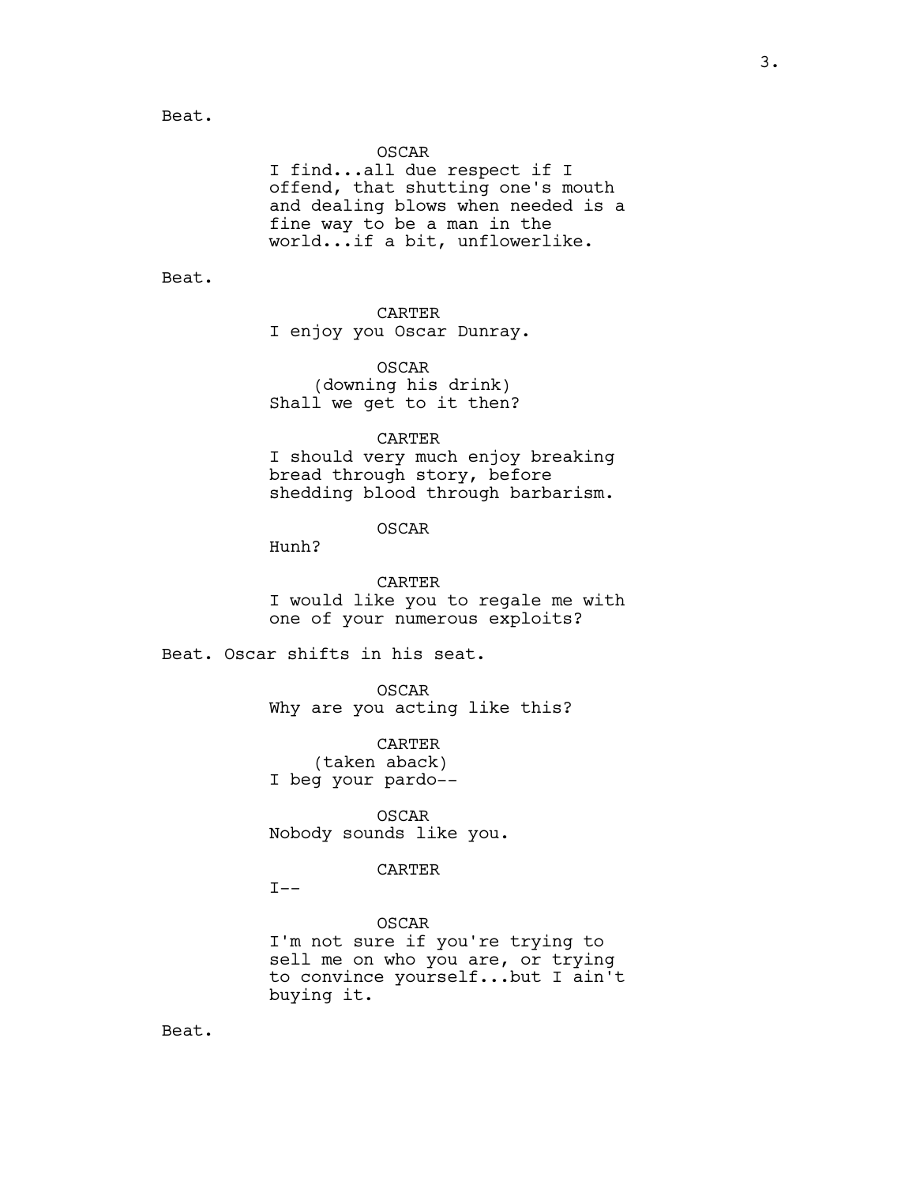Beat.

OSCAR
I find...all due respect if I offend, that shutting one's mouth and dealing blows when needed is a fine way to be a man in the world...if a bit, unflowerlike.

Beat.

CARTER
I enjoy you Oscar Dunray.

OSCAR
(downing his drink)
Shall we get to it then?

CARTER
I should very much enjoy breaking bread through story, before shedding blood through barbarism.

OSCAR
Hunh?

CARTER
I would like you to regale me with one of your numerous exploits?

Beat. Oscar shifts in his seat.

OSCAR
Why are you acting like this?

CARTER
(taken aback)
I beg your pardo--

OSCAR
Nobody sounds like you.

CARTER
I--

OSCAR
I'm not sure if you're trying to sell me on who you are, or trying to convince yourself...but I ain't buying it.

Beat.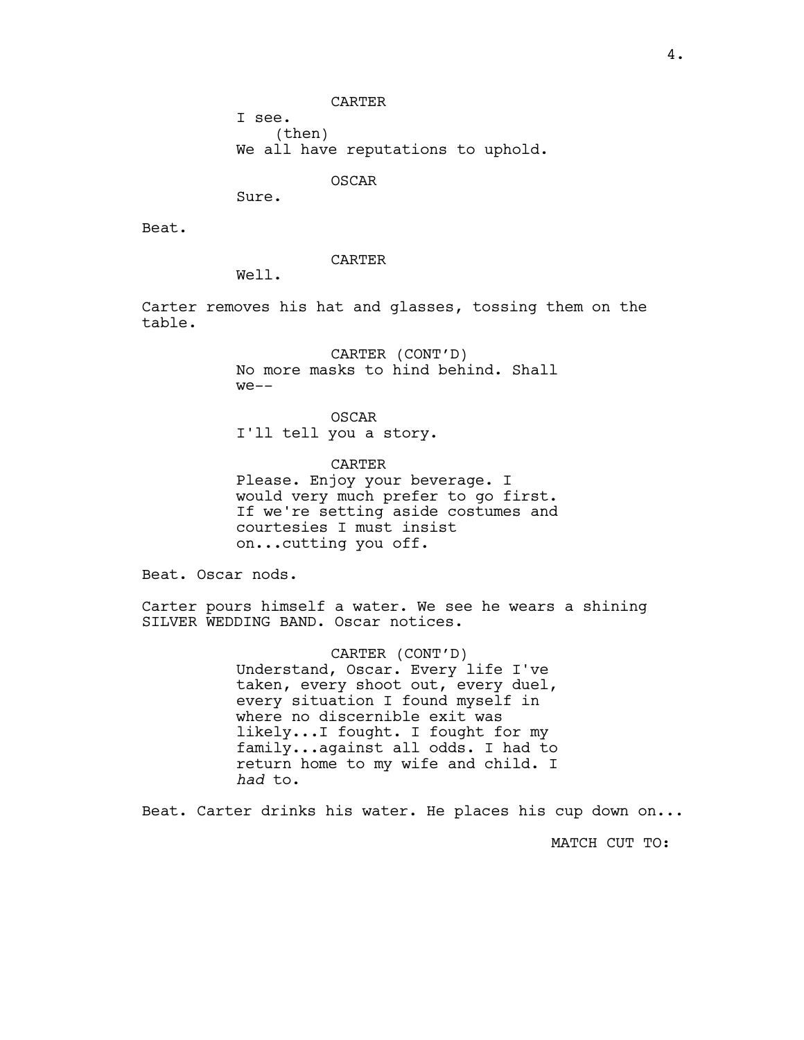CARTER

I see.

(then)

We all have reputations to uphold.

OSCAR

Sure.

Beat.

CARTER

Well.

Carter removes his hat and glasses, tossing them on the table.

CARTER (CONT'D)

No more masks to hind behind. Shall we--

OSCAR

I'll tell you a story.

CARTER

Please. Enjoy your beverage. I would very much prefer to go first. If we're setting aside costumes and courtesies I must insist on...cutting you off.

Beat. Oscar nods.

Carter pours himself a water. We see he wears a shining SILVER WEDDING BAND. Oscar notices.

CARTER (CONT'D)

Understand, Oscar. Every life I've taken, every shoot out, every duel, every situation I found myself in where no discernible exit was likely...I fought. I fought for my family...against all odds. I had to return home to my wife and child. I *had* to.

Beat. Carter drinks his water. He places his cup down on...

MATCH CUT TO: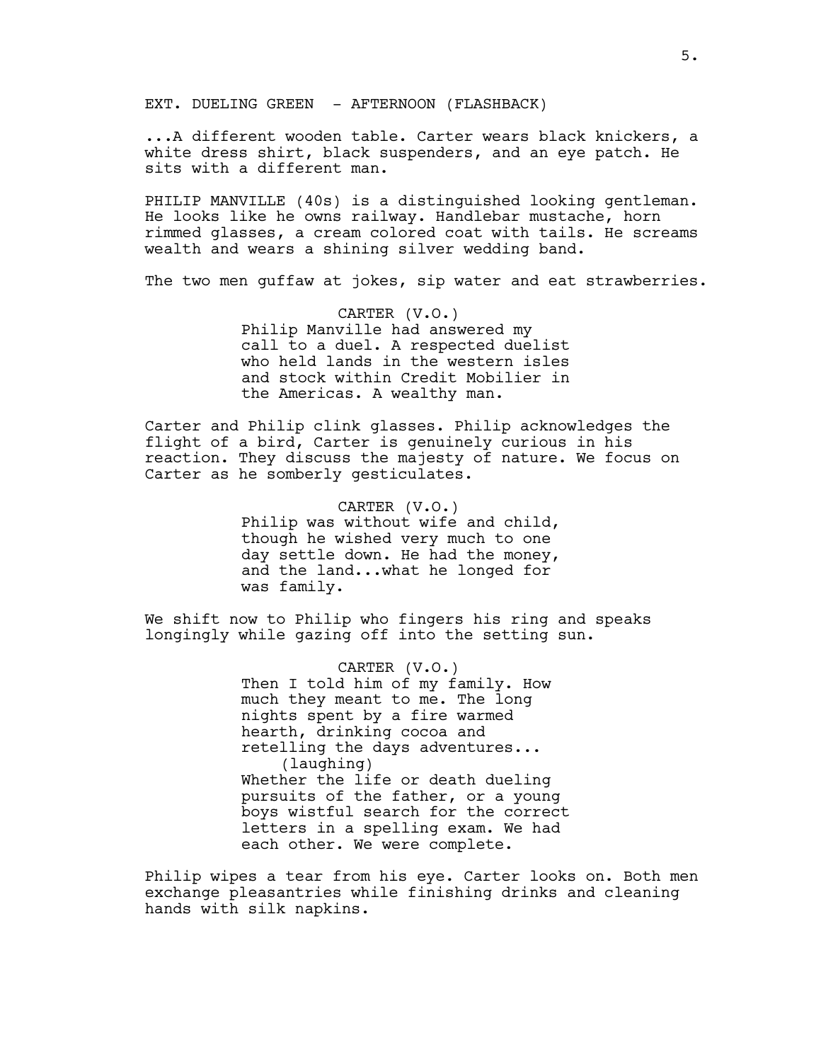EXT. DUELING GREEN - AFTERNOON (FLASHBACK)

...A different wooden table. Carter wears black knickers, a white dress shirt, black suspenders, and an eye patch. He sits with a different man.

PHILIP MANVILLE (40s) is a distinguished looking gentleman. He looks like he owns railway. Handlebar mustache, horn rimmed glasses, a cream colored coat with tails. He screams wealth and wears a shining silver wedding band.

The two men guffaw at jokes, sip water and eat strawberries.

CARTER (V.O.)
Philip Manville had answered my call to a duel. A respected duelist who held lands in the western isles and stock within Credit Mobilier in the Americas. A wealthy man.

Carter and Philip clink glasses. Philip acknowledges the flight of a bird, Carter is genuinely curious in his reaction. They discuss the majesty of nature. We focus on Carter as he somberly gesticulates.

CARTER (V.O.)
Philip was without wife and child, though he wished very much to one day settle down. He had the money, and the land...what he longed for was family.

We shift now to Philip who fingers his ring and speaks longingly while gazing off into the setting sun.

CARTER (V.O.)
Then I told him of my family. How much they meant to me. The long nights spent by a fire warmed hearth, drinking cocoa and retelling the days adventures...
(laughing)
Whether the life or death dueling pursuits of the father, or a young boys wistful search for the correct letters in a spelling exam. We had each other. We were complete.

Philip wipes a tear from his eye. Carter looks on. Both men exchange pleasantries while finishing drinks and cleaning hands with silk napkins.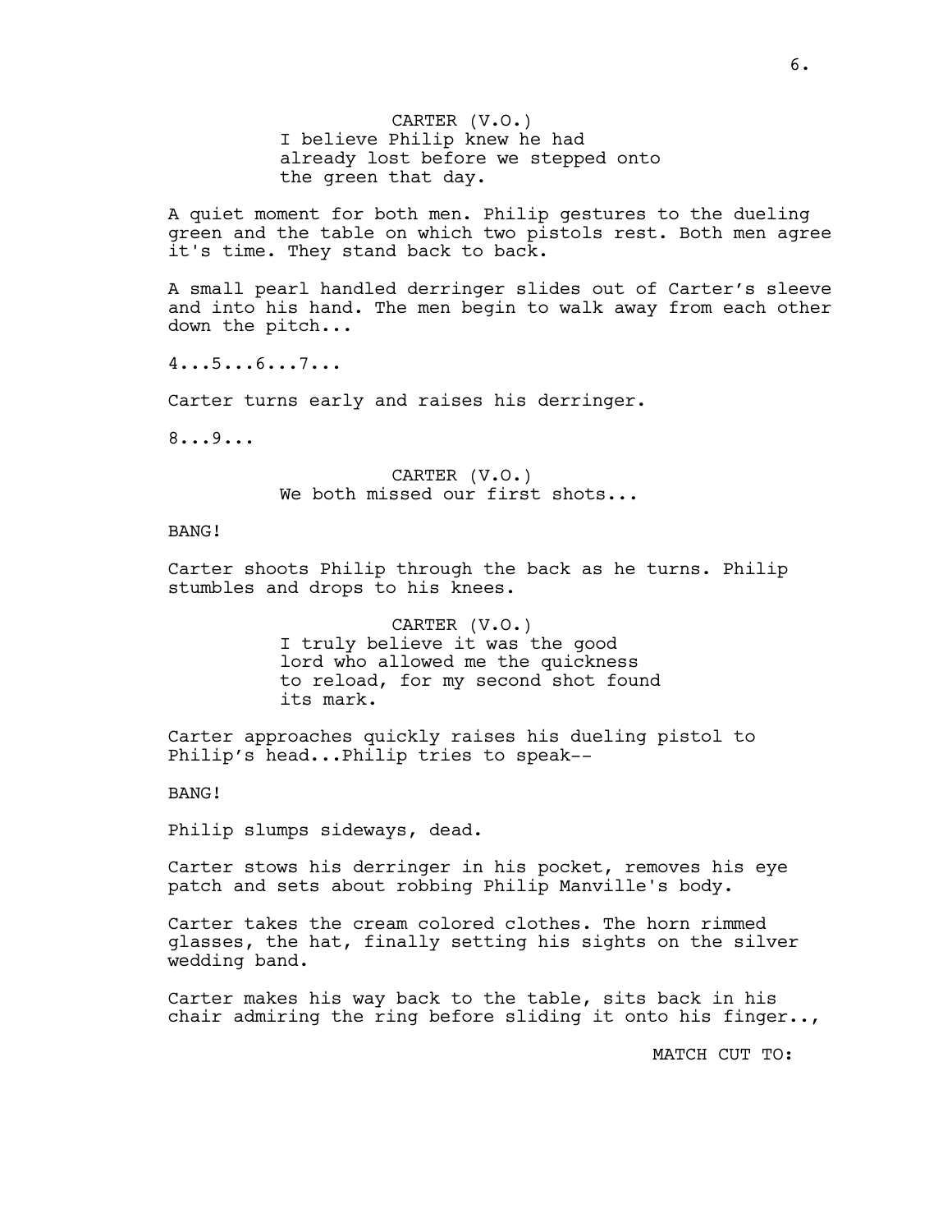CARTER (V.O.)
I believe Philip knew he had already lost before we stepped onto the green that day.

A quiet moment for both men. Philip gestures to the dueling green and the table on which two pistols rest. Both men agree it's time. They stand back to back.

A small pearl handled derringer slides out of Carter's sleeve and into his hand. The men begin to walk away from each other down the pitch...

4...5...6...7...

Carter turns early and raises his derringer.

8...9...

CARTER (V.O.)
We both missed our first shots...

BANG!

Carter shoots Philip through the back as he turns. Philip stumbles and drops to his knees.

CARTER (V.O.)
I truly believe it was the good lord who allowed me the quickness to reload, for my second shot found its mark.

Carter approaches quickly raises his dueling pistol to Philip's head...Philip tries to speak--

BANG!

Philip slumps sideways, dead.

Carter stows his derringer in his pocket, removes his eye patch and sets about robbing Philip Manville's body.

Carter takes the cream colored clothes. The horn rimmed glasses, the hat, finally setting his sights on the silver wedding band.

Carter makes his way back to the table, sits back in his chair admiring the ring before sliding it onto his finger..,

MATCH CUT TO: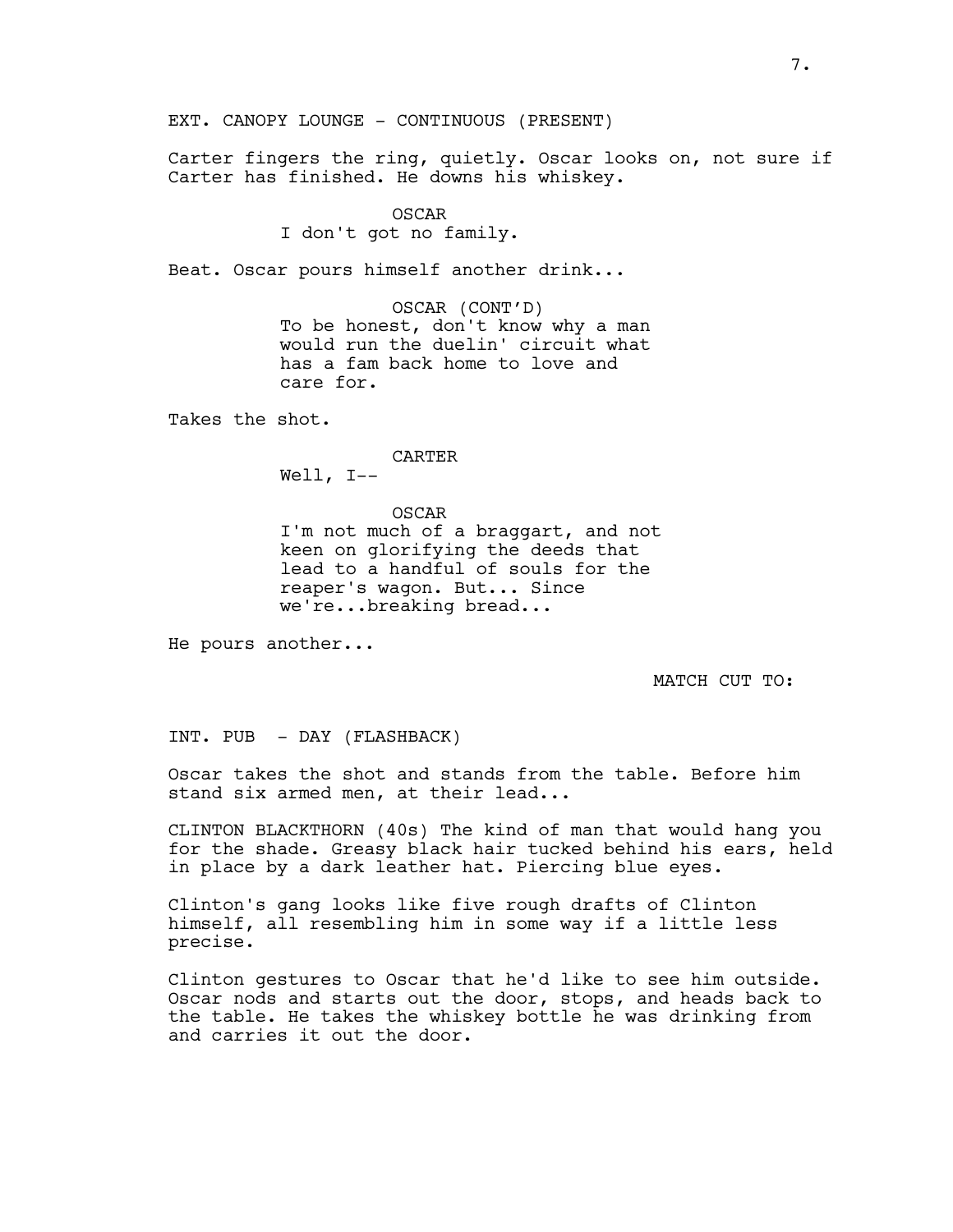EXT. CANOPY LOUNGE - CONTINUOUS (PRESENT)

Carter fingers the ring, quietly. Oscar looks on, not sure if Carter has finished. He downs his whiskey.

OSCAR
I don't got no family.

Beat. Oscar pours himself another drink...

OSCAR (CONT'D)
To be honest, don't know why a man would run the duelin' circuit what has a fam back home to love and care for.

Takes the shot.

CARTER
Well, I--

OSCAR
I'm not much of a braggart, and not keen on glorifying the deeds that lead to a handful of souls for the reaper's wagon. But... Since we're...breaking bread...

He pours another...

MATCH CUT TO:

INT. PUB - DAY (FLASHBACK)

Oscar takes the shot and stands from the table. Before him stand six armed men, at their lead...

CLINTON BLACKTHORN (40s) The kind of man that would hang you for the shade. Greasy black hair tucked behind his ears, held in place by a dark leather hat. Piercing blue eyes.

Clinton's gang looks like five rough drafts of Clinton himself, all resembling him in some way if a little less precise.

Clinton gestures to Oscar that he'd like to see him outside. Oscar nods and starts out the door, stops, and heads back to the table. He takes the whiskey bottle he was drinking from and carries it out the door.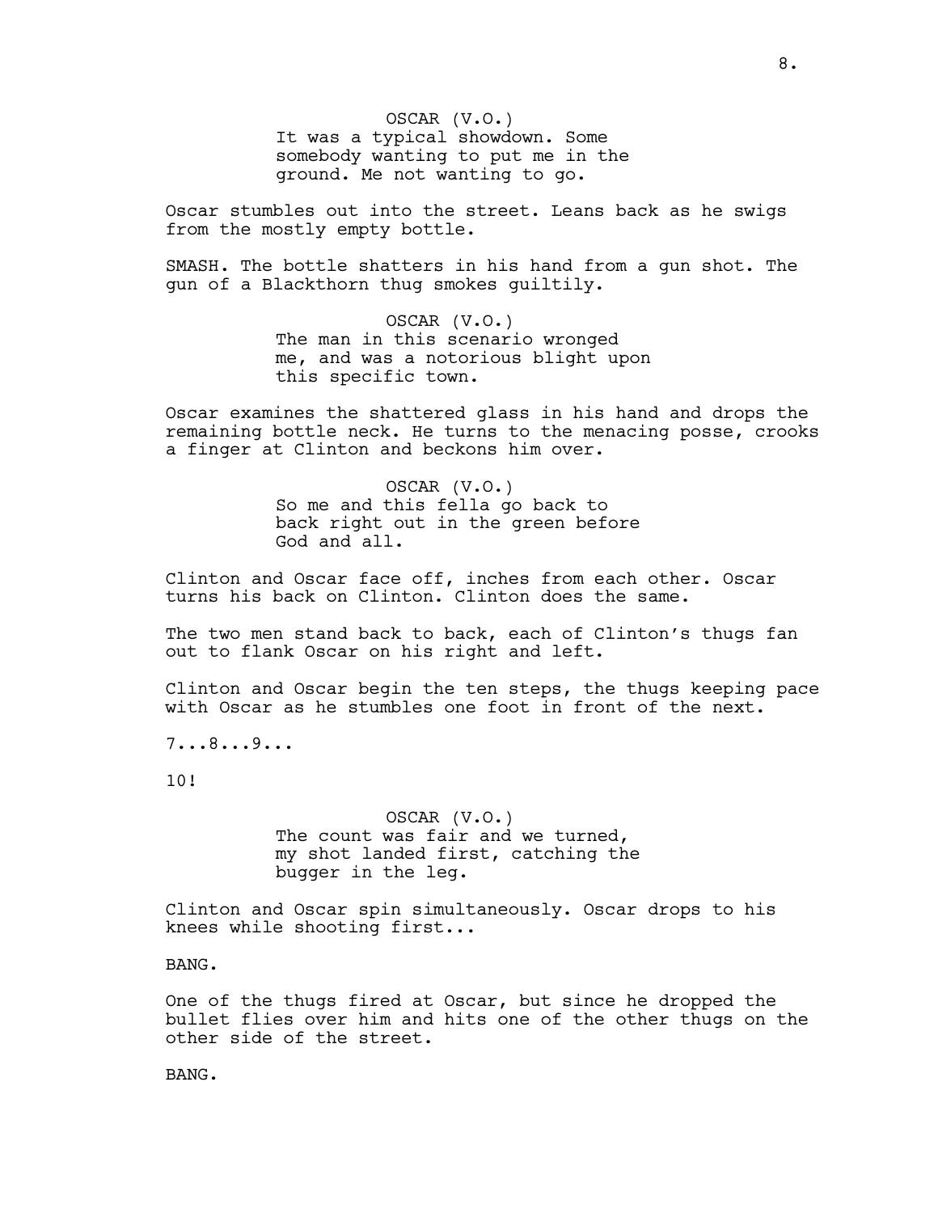OSCAR (V.O.)
It was a typical showdown. Some somebody wanting to put me in the ground. Me not wanting to go.

Oscar stumbles out into the street. Leans back as he swigs from the mostly empty bottle.

SMASH. The bottle shatters in his hand from a gun shot. The gun of a Blackthorn thug smokes guiltily.

OSCAR (V.O.)
The man in this scenario wronged me, and was a notorious blight upon this specific town.

Oscar examines the shattered glass in his hand and drops the remaining bottle neck. He turns to the menacing posse, crooks a finger at Clinton and beckons him over.

OSCAR (V.O.)
So me and this fella go back to back right out in the green before God and all.

Clinton and Oscar face off, inches from each other. Oscar turns his back on Clinton. Clinton does the same.

The two men stand back to back, each of Clinton's thugs fan out to flank Oscar on his right and left.

Clinton and Oscar begin the ten steps, the thugs keeping pace with Oscar as he stumbles one foot in front of the next.

7...8...9...

10!

OSCAR (V.O.)
The count was fair and we turned, my shot landed first, catching the bugger in the leg.

Clinton and Oscar spin simultaneously. Oscar drops to his knees while shooting first...

BANG.

One of the thugs fired at Oscar, but since he dropped the bullet flies over him and hits one of the other thugs on the other side of the street.

BANG.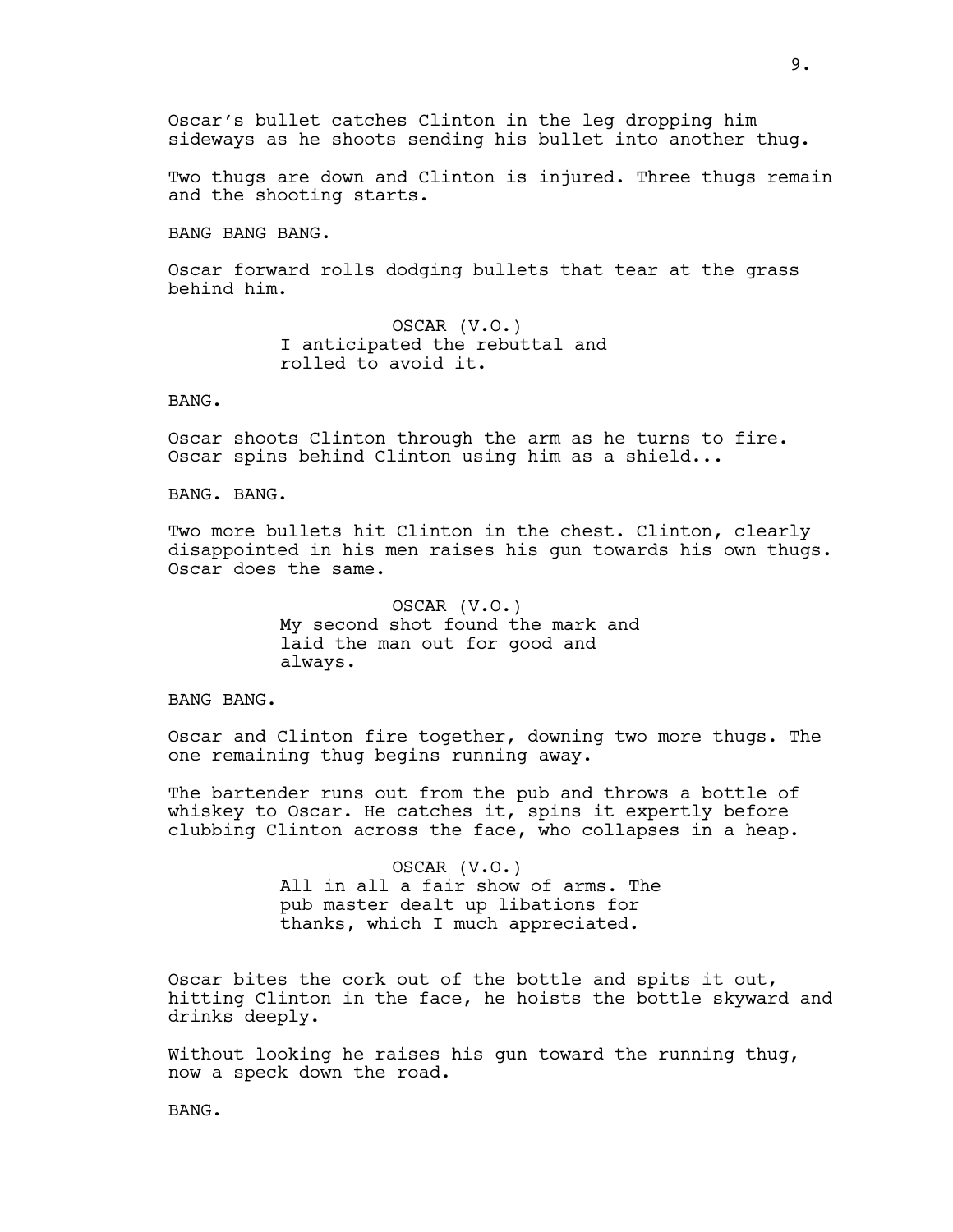Oscar's bullet catches Clinton in the leg dropping him sideways as he shoots sending his bullet into another thug.

Two thugs are down and Clinton is injured. Three thugs remain and the shooting starts.

BANG BANG BANG.

Oscar forward rolls dodging bullets that tear at the grass behind him.

OSCAR (V.O.)
I anticipated the rebuttal and rolled to avoid it.

BANG.

Oscar shoots Clinton through the arm as he turns to fire. Oscar spins behind Clinton using him as a shield...

BANG. BANG.

Two more bullets hit Clinton in the chest. Clinton, clearly disappointed in his men raises his gun towards his own thugs. Oscar does the same.

OSCAR (V.O.)
My second shot found the mark and laid the man out for good and always.

BANG BANG.

Oscar and Clinton fire together, downing two more thugs. The one remaining thug begins running away.

The bartender runs out from the pub and throws a bottle of whiskey to Oscar. He catches it, spins it expertly before clubbing Clinton across the face, who collapses in a heap.

OSCAR (V.O.)
All in all a fair show of arms. The pub master dealt up libations for thanks, which I much appreciated.

Oscar bites the cork out of the bottle and spits it out, hitting Clinton in the face, he hoists the bottle skyward and drinks deeply.

Without looking he raises his gun toward the running thug, now a speck down the road.

BANG.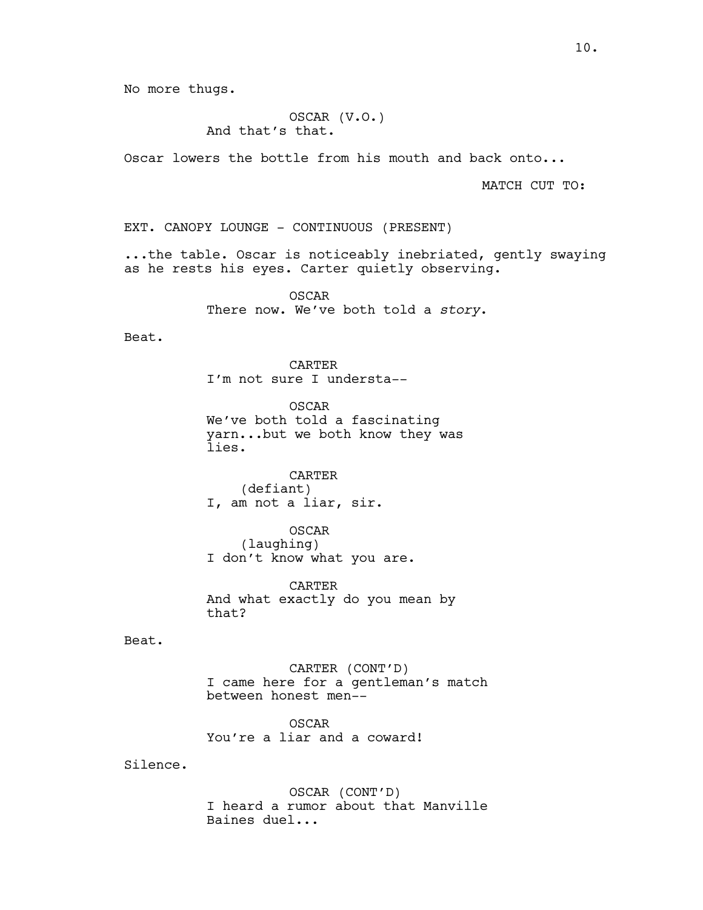No more thugs.

OSCAR (V.O.)
And that's that.

Oscar lowers the bottle from his mouth and back onto...

MATCH CUT TO:

EXT. CANOPY LOUNGE - CONTINUOUS (PRESENT)

...the table. Oscar is noticeably inebriated, gently swaying as he rests his eyes. Carter quietly observing.

OSCAR
There now. We've both told a *story*.

Beat.

CARTER
I'm not sure I understa--

OSCAR
We've both told a fascinating yarn...but we both know they was lies.

CARTER
(defiant)
I, am not a liar, sir.

OSCAR
(laughing)
I don't know what you are.

CARTER
And what exactly do you mean by that?

Beat.

CARTER (CONT'D)
I came here for a gentleman's match between honest men--

OSCAR
You're a liar and a coward!

Silence.

OSCAR (CONT'D)
I heard a rumor about that Manville Baines duel...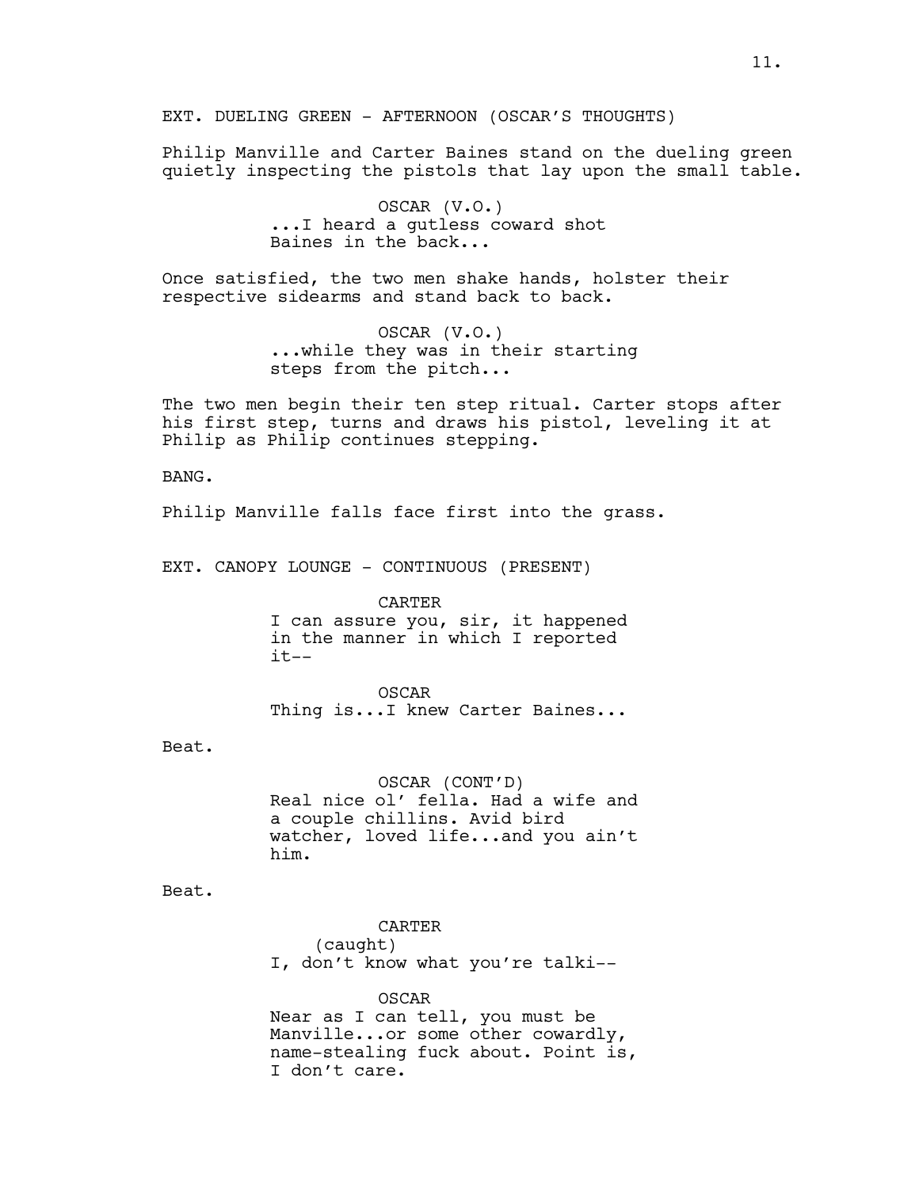EXT. DUELING GREEN - AFTERNOON (OSCAR'S THOUGHTS)

Philip Manville and Carter Baines stand on the dueling green quietly inspecting the pistols that lay upon the small table.

OSCAR (V.O.)
...I heard a gutless coward shot Baines in the back...

Once satisfied, the two men shake hands, holster their respective sidearms and stand back to back.

OSCAR (V.O.)
...while they was in their starting steps from the pitch...

The two men begin their ten step ritual. Carter stops after his first step, turns and draws his pistol, leveling it at Philip as Philip continues stepping.

BANG.

Philip Manville falls face first into the grass.

EXT. CANOPY LOUNGE - CONTINUOUS (PRESENT)

CARTER
I can assure you, sir, it happened in the manner in which I reported it--

OSCAR
Thing is...I knew Carter Baines...

Beat.

OSCAR (CONT'D)
Real nice ol' fella. Had a wife and a couple chillins. Avid bird watcher, loved life...and you ain't him.

Beat.

CARTER
(caught)
I, don't know what you're talki--

OSCAR
Near as I can tell, you must be Manville...or some other cowardly, name-stealing fuck about. Point is, I don't care.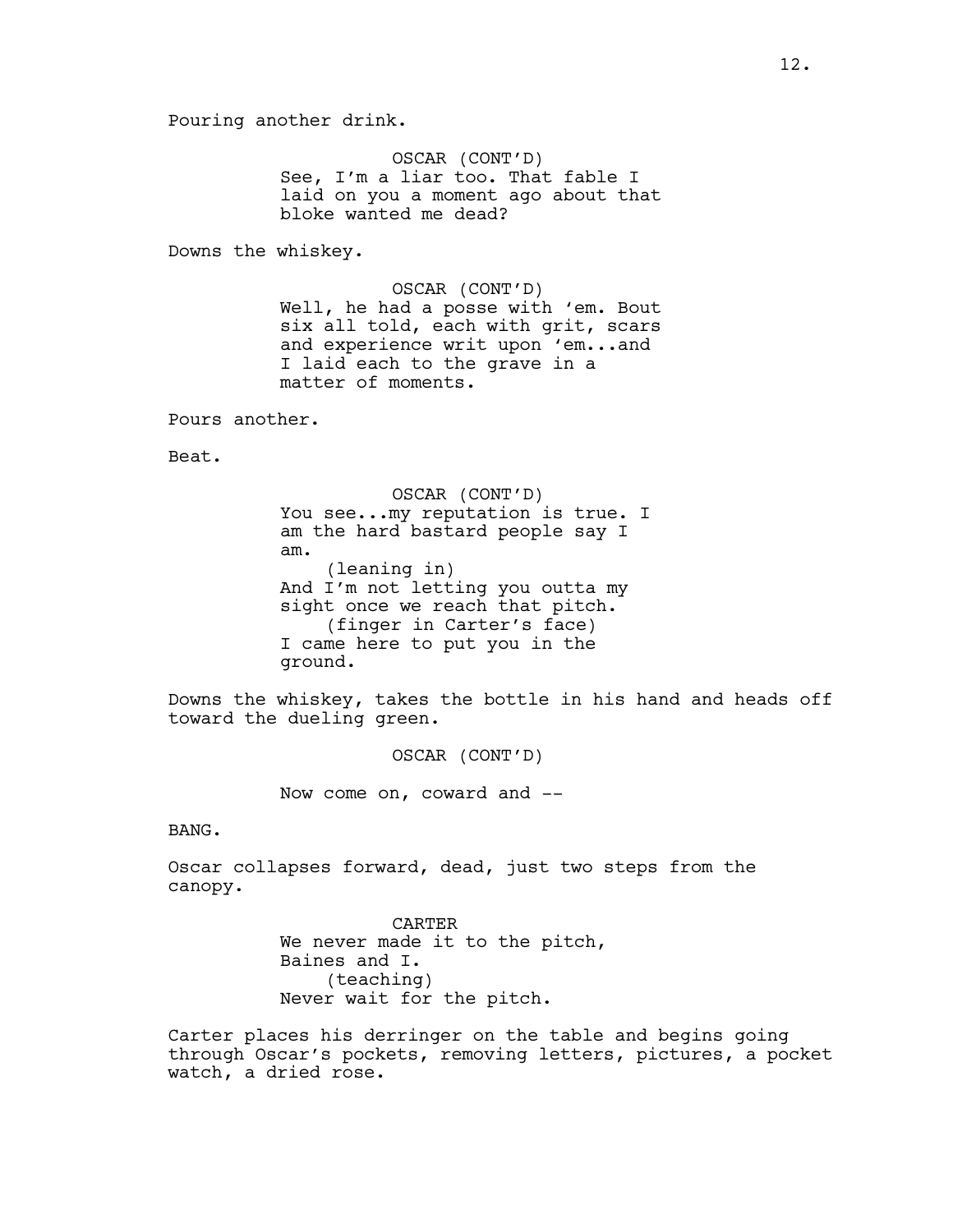Pouring another drink.

OSCAR (CONT'D)
See, I'm a liar too. That fable I laid on you a moment ago about that bloke wanted me dead?

Downs the whiskey.

OSCAR (CONT'D)
Well, he had a posse with 'em. Bout six all told, each with grit, scars and experience writ upon 'em...and I laid each to the grave in a matter of moments.

Pours another.

Beat.

OSCAR (CONT'D)
You see...my reputation is true. I am the hard bastard people say I am.
(leaning in)
And I'm not letting you outta my sight once we reach that pitch.
(finger in Carter's face)
I came here to put you in the ground.

Downs the whiskey, takes the bottle in his hand and heads off toward the dueling green.

OSCAR (CONT'D)

Now come on, coward and --

BANG.

Oscar collapses forward, dead, just two steps from the canopy.

CARTER
We never made it to the pitch, Baines and I.
(teaching)
Never wait for the pitch.

Carter places his derringer on the table and begins going through Oscar's pockets, removing letters, pictures, a pocket watch, a dried rose.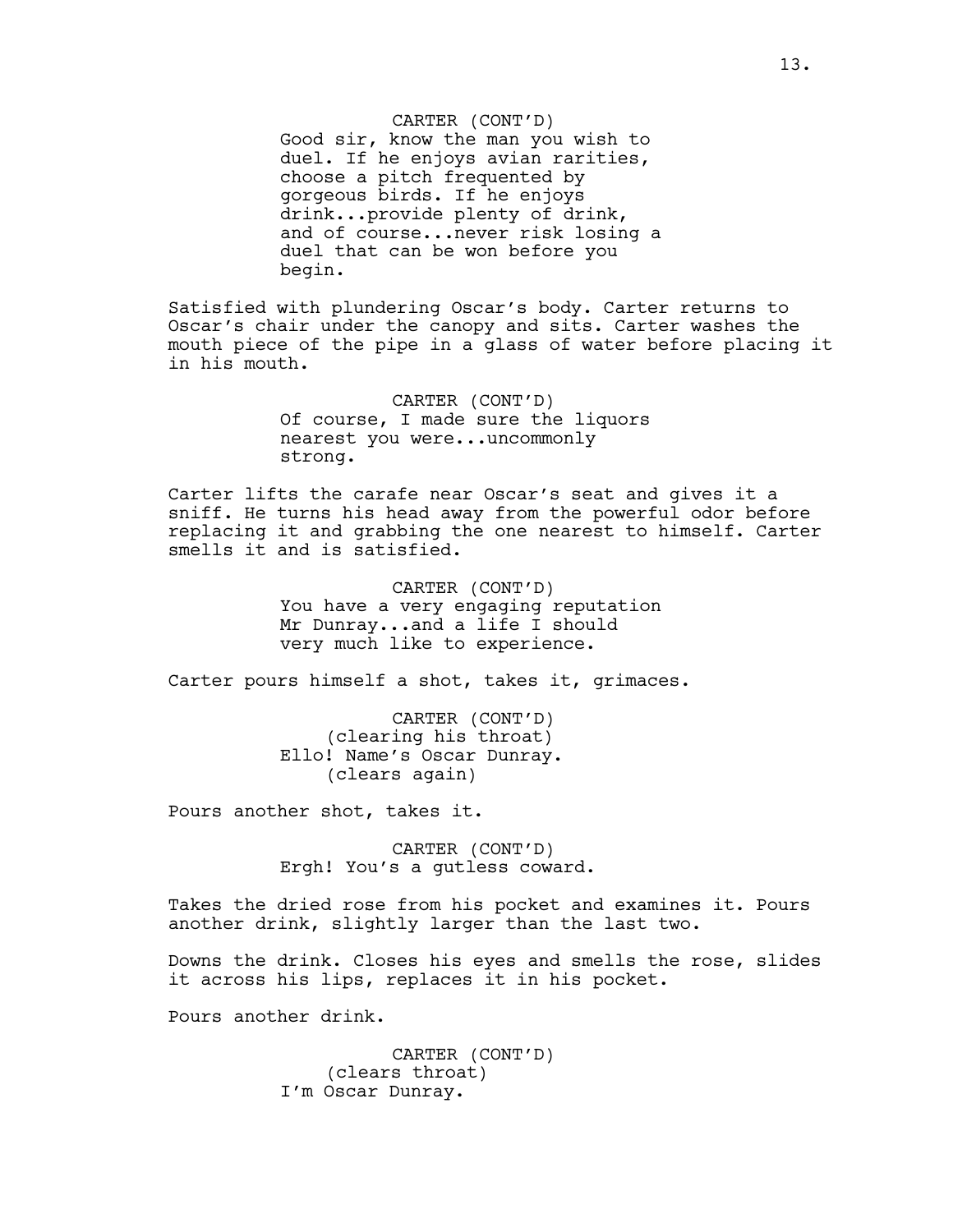CARTER (CONT'D)
Good sir, know the man you wish to duel. If he enjoys avian rarities, choose a pitch frequented by gorgeous birds. If he enjoys drink...provide plenty of drink, and of course...never risk losing a duel that can be won before you begin.

Satisfied with plundering Oscar's body. Carter returns to Oscar's chair under the canopy and sits. Carter washes the mouth piece of the pipe in a glass of water before placing it in his mouth.

CARTER (CONT'D)
Of course, I made sure the liquors nearest you were...uncommonly strong.

Carter lifts the carafe near Oscar's seat and gives it a sniff. He turns his head away from the powerful odor before replacing it and grabbing the one nearest to himself. Carter smells it and is satisfied.

CARTER (CONT'D)
You have a very engaging reputation Mr Dunray...and a life I should very much like to experience.

Carter pours himself a shot, takes it, grimaces.

CARTER (CONT'D)
(clearing his throat)
Ello! Name's Oscar Dunray.
(clears again)

Pours another shot, takes it.

CARTER (CONT'D)
Ergh! You's a gutless coward.

Takes the dried rose from his pocket and examines it. Pours another drink, slightly larger than the last two.

Downs the drink. Closes his eyes and smells the rose, slides it across his lips, replaces it in his pocket.

Pours another drink.

CARTER (CONT'D)
(clears throat)
I'm Oscar Dunray.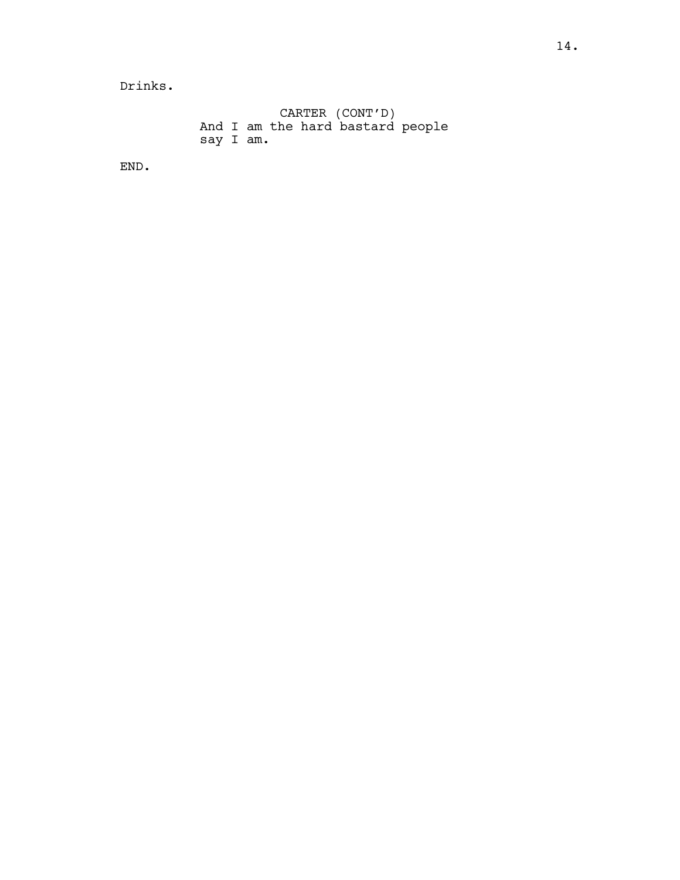Drinks.

CARTER (CONT'D)
And I am the hard bastard people say I am.

END.